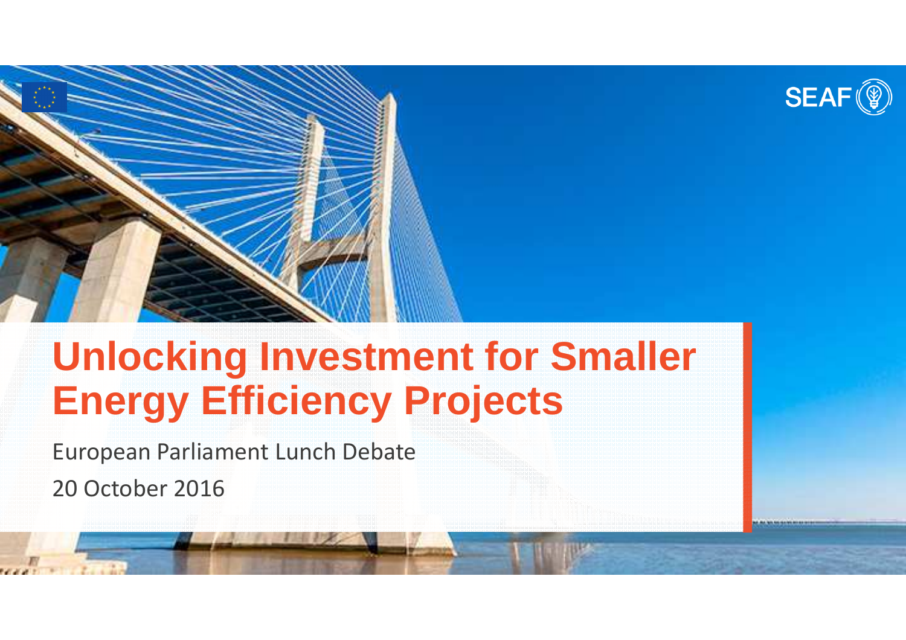SEAF

# Unlocking Investment for Smaller Energy Efficiency Projects

European Parliament Lunch Debate

20 October 2016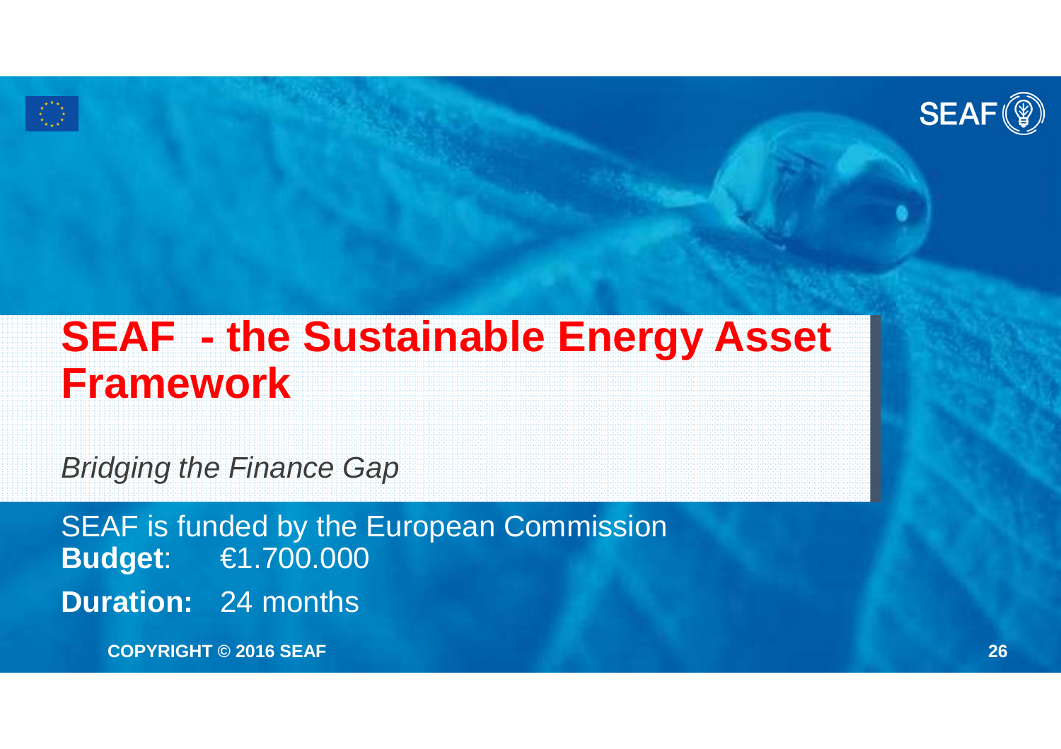# SEAF - the Sustainable Energy Asset Framework

*Bridging the Finance Gap*

SEAF is funded by the European Commission
**Budget**: €1.700.000

**Duration:** 24 months

**COPYRIGHT © 2016 SEAF**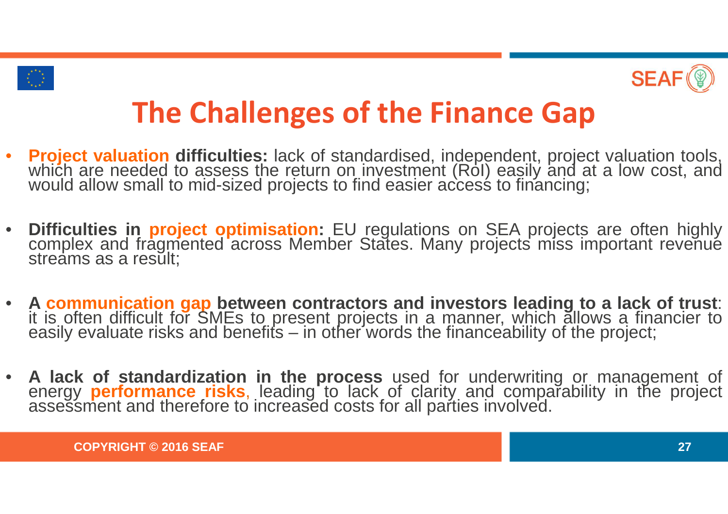# The Challenges of the Finance Gap

- **Project valuation difficulties:** lack of standardised, independent, project valuation tools, which are needed to assess the return on investment (RoI) easily and at a low cost, and would allow small to mid-sized projects to find easier access to financing;

- **Difficulties in project optimisation:** EU regulations on SEA projects are often highly complex and fragmented across Member States. Many projects miss important revenue streams as a result;

- **A communication gap between contractors and investors leading to a lack of trust**: it is often difficult for SMEs to present projects in a manner, which allows a financier to easily evaluate risks and benefits – in other words the financeability of the project;

- **A lack of standardization in the process** used for underwriting or management of energy **performance risks**, leading to lack of clarity and comparability in the project assessment and therefore to increased costs for all parties involved.

COPYRIGHT © 2016 SEAF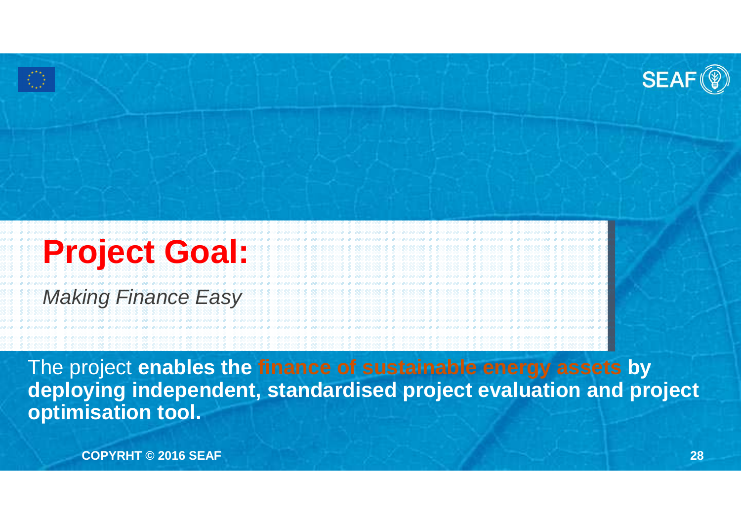# Project Goal:

*Making Finance Easy*

The project **enables the finance of sustainable energy assets by deploying independent, standardised project evaluation and project optimisation tool.**

**COPYRHT © 2016 SEAF**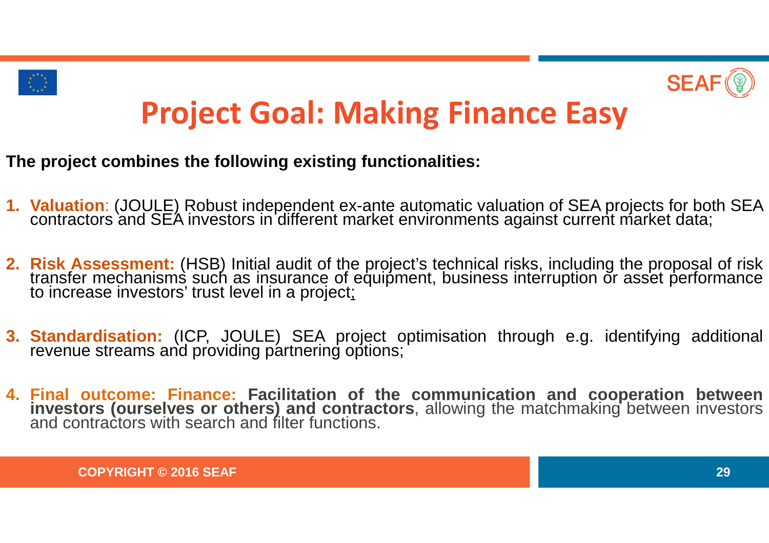# Project Goal: Making Finance Easy

**The project combines the following existing functionalities:**

1. **Valuation**: (JOULE) Robust independent ex-ante automatic valuation of SEA projects for both SEA contractors and SEA investors in different market environments against current market data;

2. **Risk Assessment:** (HSB) Initial audit of the project's technical risks, including the proposal of risk transfer mechanisms such as insurance of equipment, business interruption or asset performance to increase investors' trust level in a project;

3. **Standardisation:** (ICP, JOULE) SEA project optimisation through e.g. identifying additional revenue streams and providing partnering options;

4. **Final outcome: Finance: Facilitation of the communication and cooperation between investors (ourselves or others) and contractors**, allowing the matchmaking between investors and contractors with search and filter functions.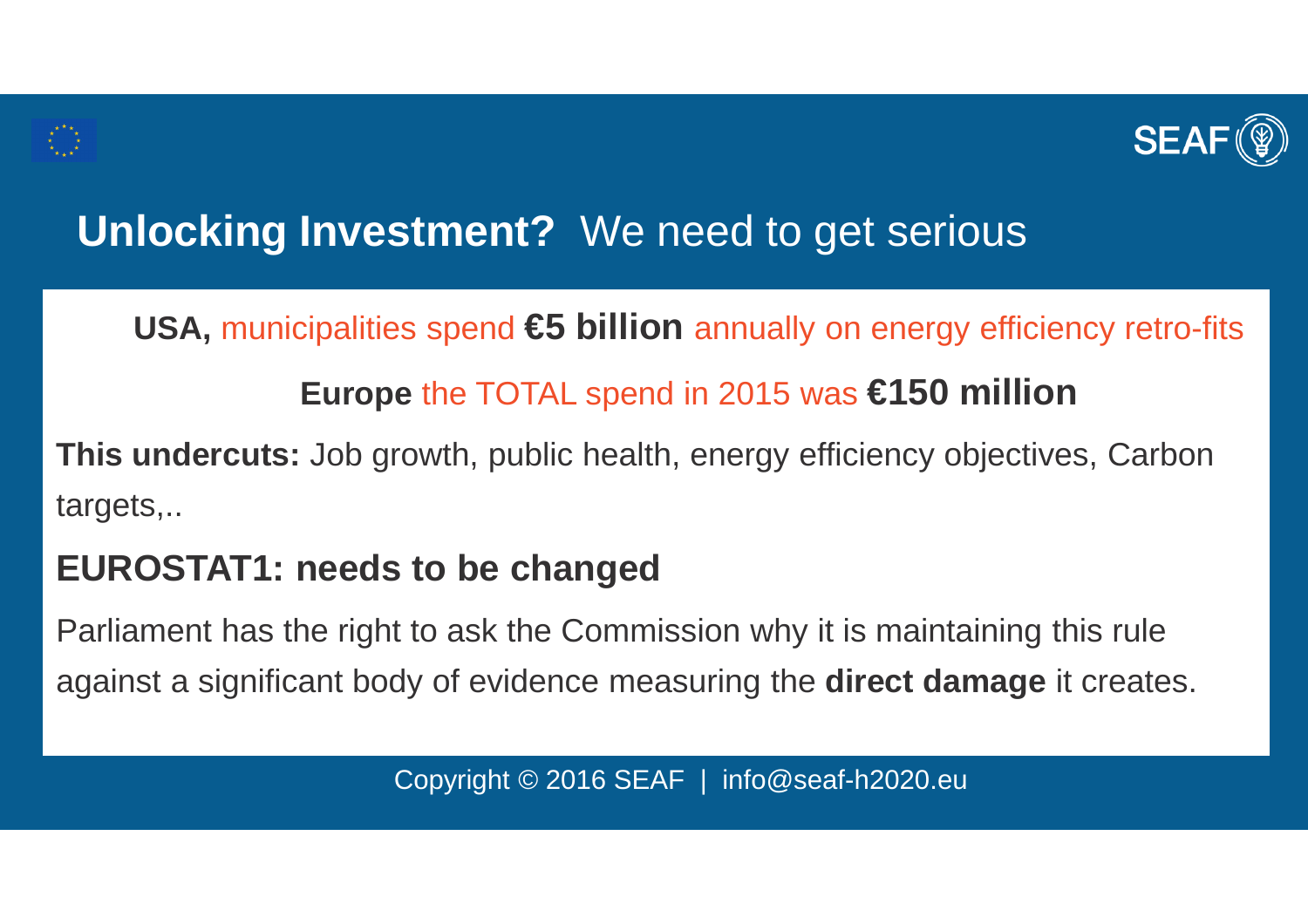# **Unlocking Investment?** We need to get serious

**USA,** municipalities spend **€5 billion** annually on energy efficiency retro-fits

**Europe** the TOTAL spend in 2015 was **€150 million**

**This undercuts:** Job growth, public health, energy efficiency objectives, Carbon targets,..

## EUROSTAT1: needs to be changed

Parliament has the right to ask the Commission why it is maintaining this rule against a significant body of evidence measuring the **direct damage** it creates.

Copyright © 2016 SEAF | info@seaf-h2020.eu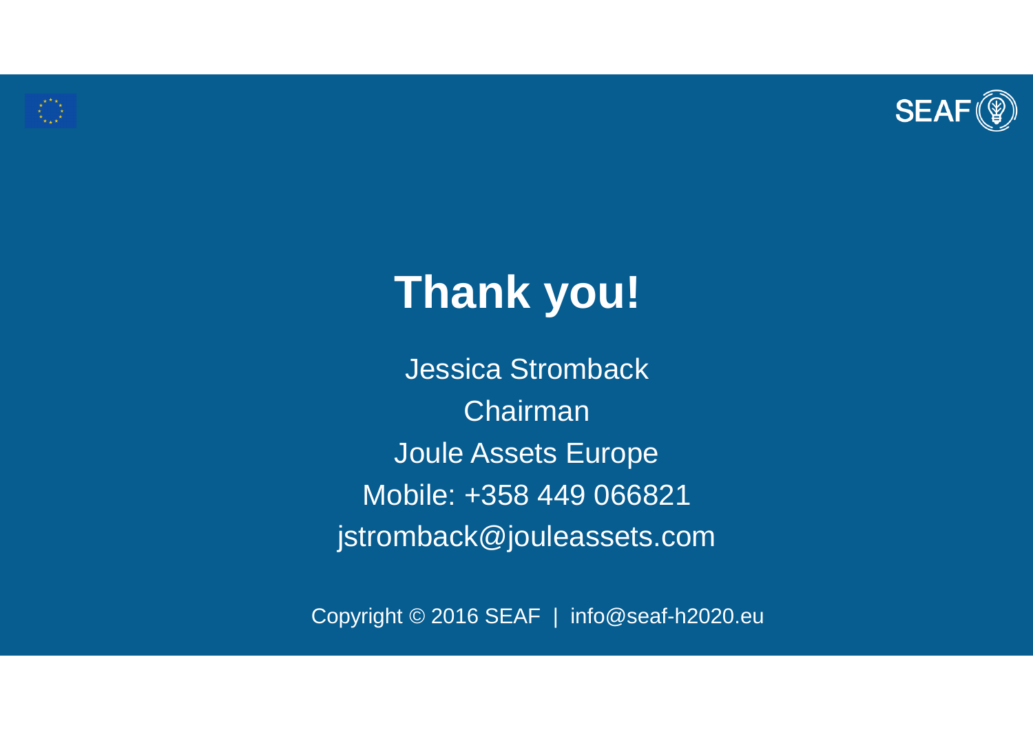# Thank you!

Jessica Stromback

Chairman

Joule Assets Europe

Mobile: +358 449 066821

jstromback@jouleassets.com

Copyright © 2016 SEAF | info@seaf-h2020.eu